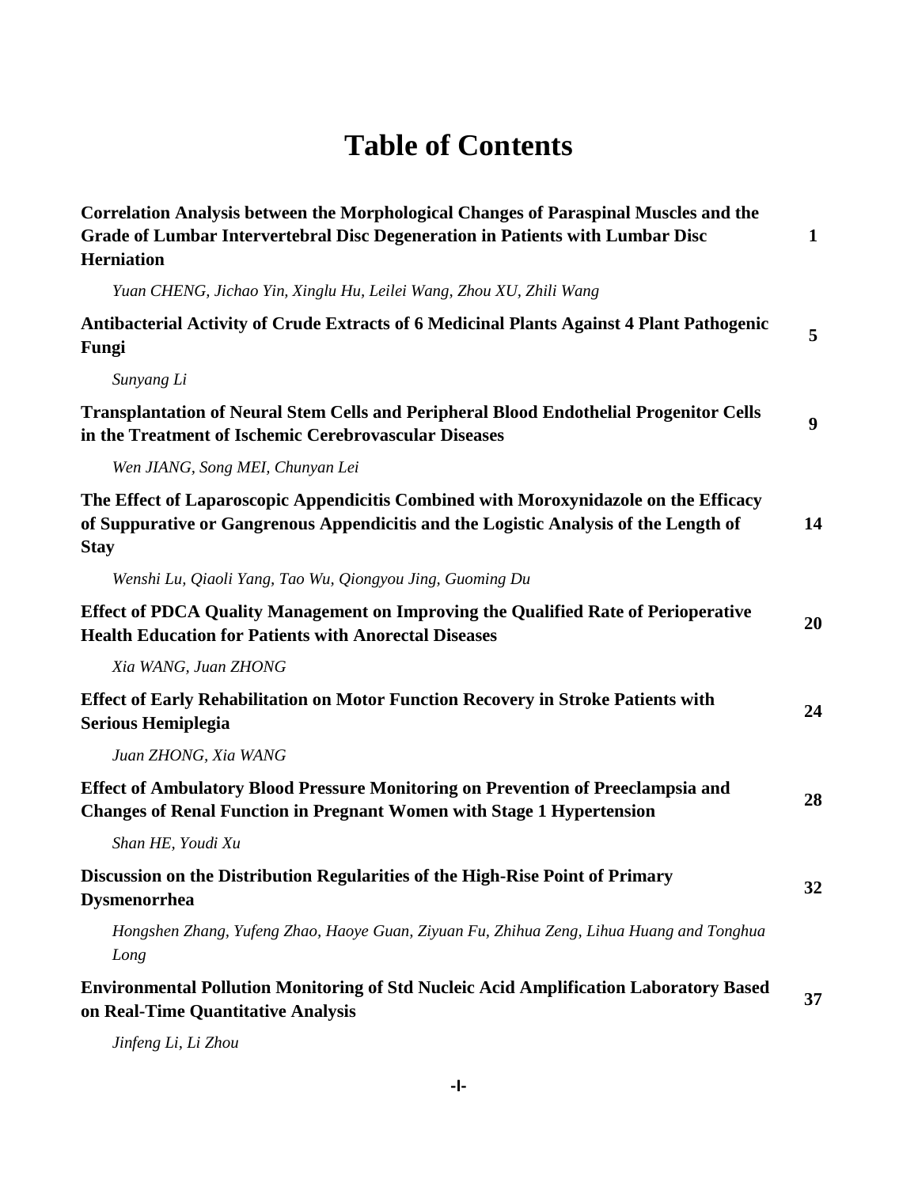# Table of Contents

**Correlation Analysis between the Morphological Changes of Paraspinal Muscles and the Grade of Lumbar Intervertebral Disc Degeneration in Patients with Lumbar Disc Herniation** **1**

*Yuan CHENG, Jichao Yin, Xinglu Hu, Leilei Wang, Zhou XU, Zhili Wang*

**Antibacterial Activity of Crude Extracts of 6 Medicinal Plants Against 4 Plant Pathogenic Fungi** **5**

*Sunyang Li*

**Transplantation of Neural Stem Cells and Peripheral Blood Endothelial Progenitor Cells in the Treatment of Ischemic Cerebrovascular Diseases** **9**

*Wen JIANG, Song MEI, Chunyan Lei*

**The Effect of Laparoscopic Appendicitis Combined with Moroxynidazole on the Efficacy of Suppurative or Gangrenous Appendicitis and the Logistic Analysis of the Length of Stay** **14**

*Wenshi Lu, Qiaoli Yang, Tao Wu, Qiongyou Jing, Guoming Du*

**Effect of PDCA Quality Management on Improving the Qualified Rate of Perioperative Health Education for Patients with Anorectal Diseases** **20**

*Xia WANG, Juan ZHONG*

**Effect of Early Rehabilitation on Motor Function Recovery in Stroke Patients with Serious Hemiplegia** **24**

*Juan ZHONG, Xia WANG*

**Effect of Ambulatory Blood Pressure Monitoring on Prevention of Preeclampsia and Changes of Renal Function in Pregnant Women with Stage 1 Hypertension** **28**

*Shan HE, Youdi Xu*

**Discussion on the Distribution Regularities of the High-Rise Point of Primary Dysmenorrhea** **32**

*Hongshen Zhang, Yufeng Zhao, Haoye Guan, Ziyuan Fu, Zhihua Zeng, Lihua Huang and Tonghua Long*

**Environmental Pollution Monitoring of Std Nucleic Acid Amplification Laboratory Based on Real-Time Quantitative Analysis** **37**

*Jinfeng Li, Li Zhou*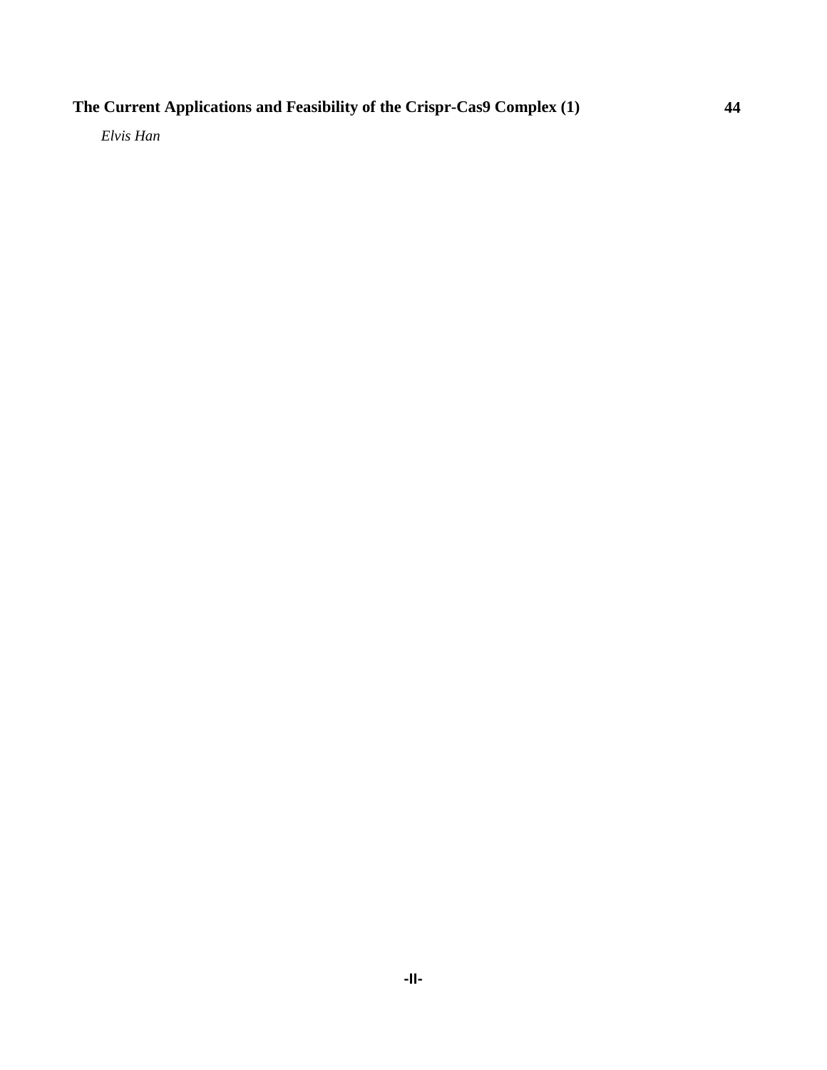**The Current Applications and Feasibility of the Crispr-Cas9 Complex (1)** **44**

*Elvis Han*